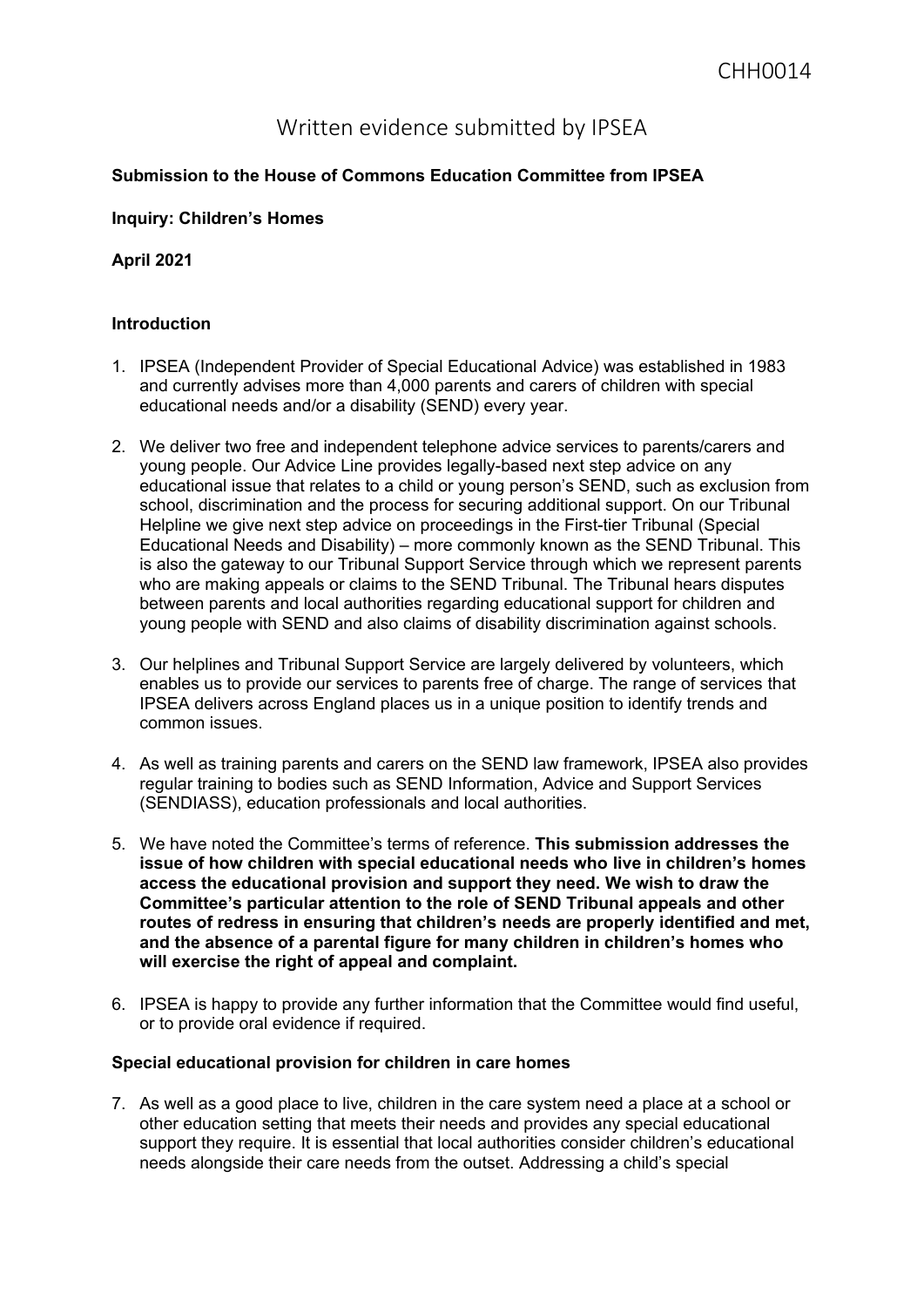# Written evidence submitted by IPSEA

**Submission to the House of Commons Education Committee from IPSEA**

**Inquiry: Children's Homes**

**April 2021**

## Introduction

1. IPSEA (Independent Provider of Special Educational Advice) was established in 1983 and currently advises more than 4,000 parents and carers of children with special educational needs and/or a disability (SEND) every year.

2. We deliver two free and independent telephone advice services to parents/carers and young people. Our Advice Line provides legally-based next step advice on any educational issue that relates to a child or young person's SEND, such as exclusion from school, discrimination and the process for securing additional support. On our Tribunal Helpline we give next step advice on proceedings in the First-tier Tribunal (Special Educational Needs and Disability) – more commonly known as the SEND Tribunal. This is also the gateway to our Tribunal Support Service through which we represent parents who are making appeals or claims to the SEND Tribunal. The Tribunal hears disputes between parents and local authorities regarding educational support for children and young people with SEND and also claims of disability discrimination against schools.

3. Our helplines and Tribunal Support Service are largely delivered by volunteers, which enables us to provide our services to parents free of charge. The range of services that IPSEA delivers across England places us in a unique position to identify trends and common issues.

4. As well as training parents and carers on the SEND law framework, IPSEA also provides regular training to bodies such as SEND Information, Advice and Support Services (SENDIASS), education professionals and local authorities.

5. We have noted the Committee's terms of reference. **This submission addresses the issue of how children with special educational needs who live in children's homes access the educational provision and support they need. We wish to draw the Committee's particular attention to the role of SEND Tribunal appeals and other routes of redress in ensuring that children's needs are properly identified and met, and the absence of a parental figure for many children in children's homes who will exercise the right of appeal and complaint.**

6. IPSEA is happy to provide any further information that the Committee would find useful, or to provide oral evidence if required.

## Special educational provision for children in care homes

7. As well as a good place to live, children in the care system need a place at a school or other education setting that meets their needs and provides any special educational support they require. It is essential that local authorities consider children's educational needs alongside their care needs from the outset. Addressing a child's special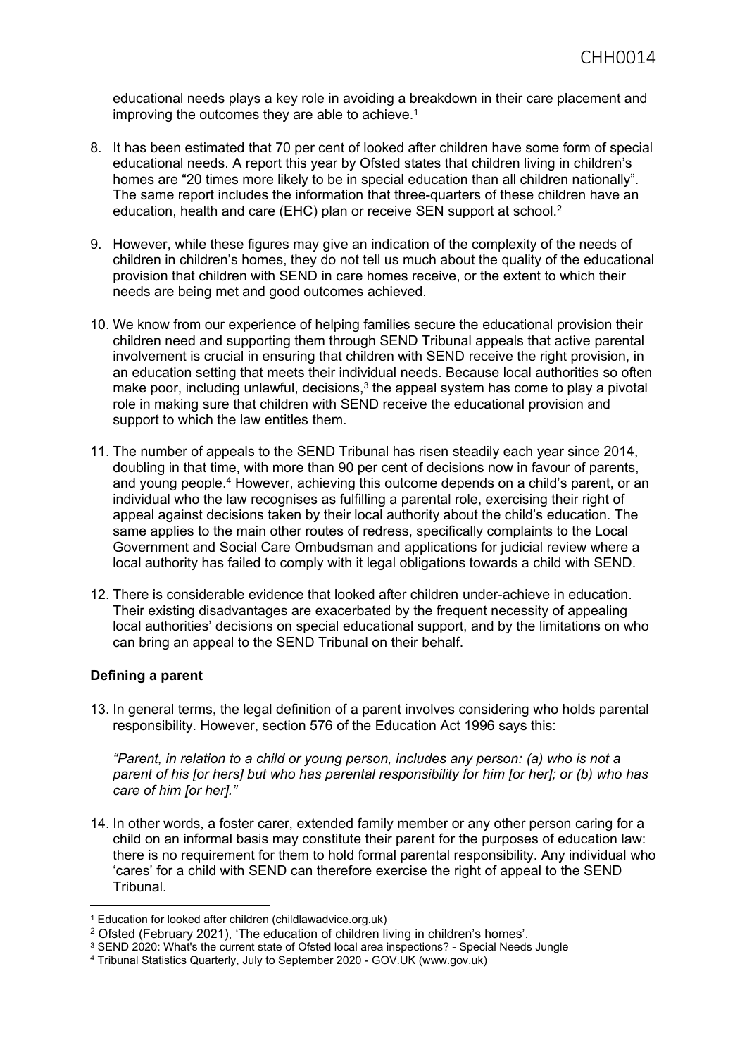educational needs plays a key role in avoiding a breakdown in their care placement and improving the outcomes they are able to achieve.[1]

8. It has been estimated that 70 per cent of looked after children have some form of special educational needs. A report this year by Ofsted states that children living in children's homes are "20 times more likely to be in special education than all children nationally". The same report includes the information that three-quarters of these children have an education, health and care (EHC) plan or receive SEN support at school.[2]

9. However, while these figures may give an indication of the complexity of the needs of children in children's homes, they do not tell us much about the quality of the educational provision that children with SEND in care homes receive, or the extent to which their needs are being met and good outcomes achieved.

10. We know from our experience of helping families secure the educational provision their children need and supporting them through SEND Tribunal appeals that active parental involvement is crucial in ensuring that children with SEND receive the right provision, in an education setting that meets their individual needs. Because local authorities so often make poor, including unlawful, decisions,[3] the appeal system has come to play a pivotal role in making sure that children with SEND receive the educational provision and support to which the law entitles them.

11. The number of appeals to the SEND Tribunal has risen steadily each year since 2014, doubling in that time, with more than 90 per cent of decisions now in favour of parents, and young people.[4] However, achieving this outcome depends on a child's parent, or an individual who the law recognises as fulfilling a parental role, exercising their right of appeal against decisions taken by their local authority about the child's education. The same applies to the main other routes of redress, specifically complaints to the Local Government and Social Care Ombudsman and applications for judicial review where a local authority has failed to comply with it legal obligations towards a child with SEND.

12. There is considerable evidence that looked after children under-achieve in education. Their existing disadvantages are exacerbated by the frequent necessity of appealing local authorities' decisions on special educational support, and by the limitations on who can bring an appeal to the SEND Tribunal on their behalf.

**Defining a parent**

13. In general terms, the legal definition of a parent involves considering who holds parental responsibility. However, section 576 of the Education Act 1996 says this:

    *"Parent, in relation to a child or young person, includes any person: (a) who is not a parent of his [or hers] but who has parental responsibility for him [or her]; or (b) who has care of him [or her]."*

14. In other words, a foster carer, extended family member or any other person caring for a child on an informal basis may constitute their parent for the purposes of education law: there is no requirement for them to hold formal parental responsibility. Any individual who 'cares' for a child with SEND can therefore exercise the right of appeal to the SEND Tribunal.

---

[1] Education for looked after children (childlawadvice.org.uk)

[2] Ofsted (February 2021), 'The education of children living in children's homes'.

[3] SEND 2020: What's the current state of Ofsted local area inspections? - Special Needs Jungle

[4] Tribunal Statistics Quarterly, July to September 2020 - GOV.UK (www.gov.uk)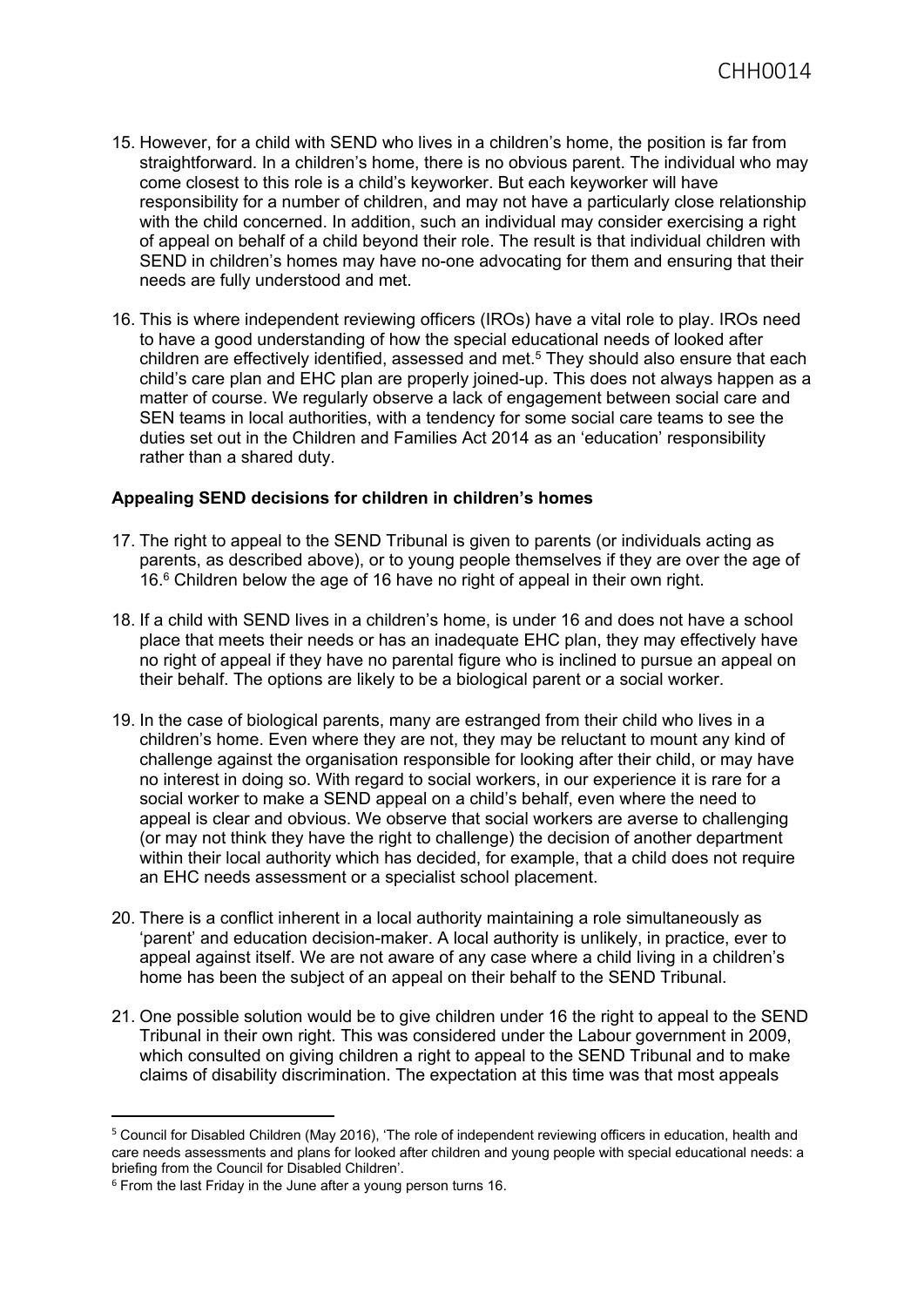15. However, for a child with SEND who lives in a children's home, the position is far from straightforward. In a children's home, there is no obvious parent. The individual who may come closest to this role is a child's keyworker. But each keyworker will have responsibility for a number of children, and may not have a particularly close relationship with the child concerned. In addition, such an individual may consider exercising a right of appeal on behalf of a child beyond their role. The result is that individual children with SEND in children's homes may have no-one advocating for them and ensuring that their needs are fully understood and met.

16. This is where independent reviewing officers (IROs) have a vital role to play. IROs need to have a good understanding of how the special educational needs of looked after children are effectively identified, assessed and met.[5] They should also ensure that each child's care plan and EHC plan are properly joined-up. This does not always happen as a matter of course. We regularly observe a lack of engagement between social care and SEN teams in local authorities, with a tendency for some social care teams to see the duties set out in the Children and Families Act 2014 as an 'education' responsibility rather than a shared duty.

**Appealing SEND decisions for children in children's homes**

17. The right to appeal to the SEND Tribunal is given to parents (or individuals acting as parents, as described above), or to young people themselves if they are over the age of 16.[6] Children below the age of 16 have no right of appeal in their own right.

18. If a child with SEND lives in a children's home, is under 16 and does not have a school place that meets their needs or has an inadequate EHC plan, they may effectively have no right of appeal if they have no parental figure who is inclined to pursue an appeal on their behalf. The options are likely to be a biological parent or a social worker.

19. In the case of biological parents, many are estranged from their child who lives in a children's home. Even where they are not, they may be reluctant to mount any kind of challenge against the organisation responsible for looking after their child, or may have no interest in doing so. With regard to social workers, in our experience it is rare for a social worker to make a SEND appeal on a child's behalf, even where the need to appeal is clear and obvious. We observe that social workers are averse to challenging (or may not think they have the right to challenge) the decision of another department within their local authority which has decided, for example, that a child does not require an EHC needs assessment or a specialist school placement.

20. There is a conflict inherent in a local authority maintaining a role simultaneously as 'parent' and education decision-maker. A local authority is unlikely, in practice, ever to appeal against itself. We are not aware of any case where a child living in a children's home has been the subject of an appeal on their behalf to the SEND Tribunal.

21. One possible solution would be to give children under 16 the right to appeal to the SEND Tribunal in their own right. This was considered under the Labour government in 2009, which consulted on giving children a right to appeal to the SEND Tribunal and to make claims of disability discrimination. The expectation at this time was that most appeals

---

[5] Council for Disabled Children (May 2016), 'The role of independent reviewing officers in education, health and care needs assessments and plans for looked after children and young people with special educational needs: a briefing from the Council for Disabled Children'.

[6] From the last Friday in the June after a young person turns 16.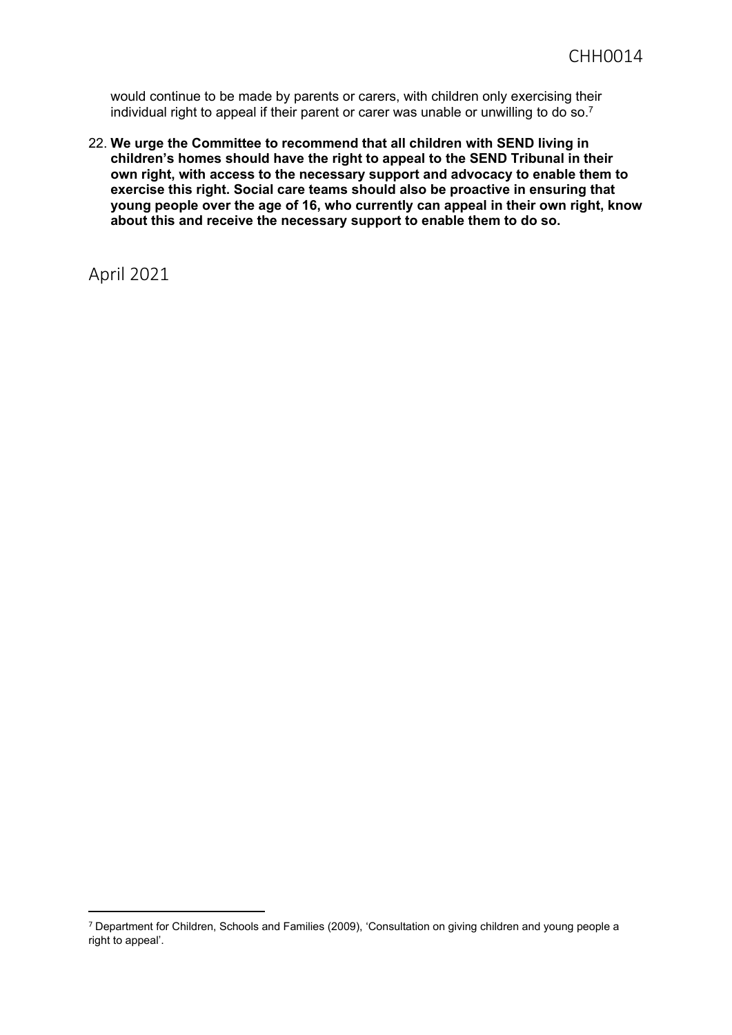would continue to be made by parents or carers, with children only exercising their individual right to appeal if their parent or carer was unable or unwilling to do so.[7]

22. **We urge the Committee to recommend that all children with SEND living in children's homes should have the right to appeal to the SEND Tribunal in their own right, with access to the necessary support and advocacy to enable them to exercise this right. Social care teams should also be proactive in ensuring that young people over the age of 16, who currently can appeal in their own right, know about this and receive the necessary support to enable them to do so.**

April 2021

---

[7] Department for Children, Schools and Families (2009), 'Consultation on giving children and young people a right to appeal'.